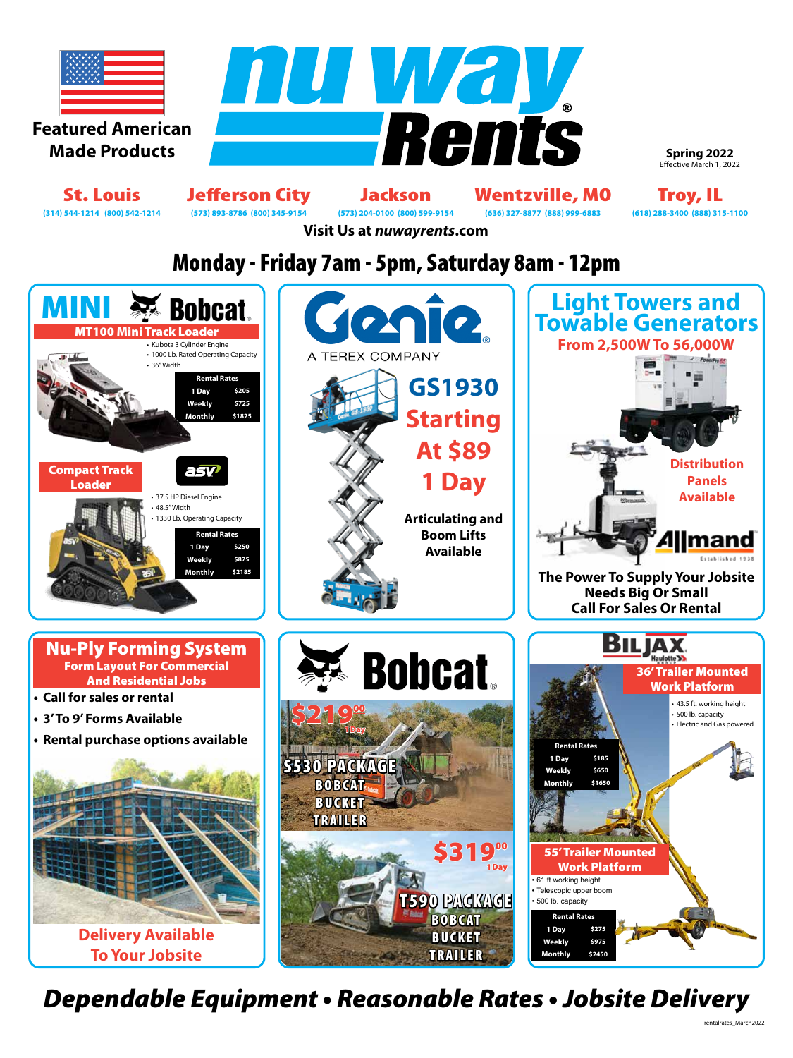# nu way Rents

Featured American Made Products

**Spring 2022**
Effective March 1, 2022

**St. Louis** (314) 544-1214 (800) 542-1214
**Jefferson City** (573) 893-8786 (800) 345-9154
**Jackson** (573) 204-0100 (800) 599-9154
**Wentzville, MO** (636) 327-8877 (888) 999-6883
**Troy, IL** (618) 288-3400 (888) 315-1100

Visit Us at *nuwayrents*.com

## Monday - Friday 7am - 5pm, Saturday 8am - 12pm

## MINI Bobcat

### MT100 Mini Track Loader

- Kubota 3 Cylinder Engine
- 1000 Lb. Rated Operating Capacity
- 36" Width

| Rental Rates | |
|---|---|
| 1 Day | $205 |
| Weekly | $725 |
| Monthly | $1825 |

### Compact Track Loader

asv

- 37.5 HP Diesel Engine
- 48.5" Width
- 1330 Lb. Operating Capacity

| Rental Rates | |
|---|---|
| 1 Day | $250 |
| Weekly | $875 |
| Monthly | $2185 |

## Genie

A TEREX COMPANY

### GS1930 Starting At $89 1 Day

Articulating and Boom Lifts Available

## Light Towers and Towable Generators

From 2,500W To 56,000W

Distribution Panels Available

Allmand

The Power To Supply Your Jobsite Needs Big Or Small
Call For Sales Or Rental

## Nu-Ply Forming System

Form Layout For Commercial And Residential Jobs

- Call for sales or rental
- 3' To 9' Forms Available
- Rental purchase options available

Delivery Available To Your Jobsite

## Bobcat

**$219.00** 1 Day
S530 PACKAGE
BOBCAT
BUCKET
TRAILER

**$319.00** 1 Day
T590 PACKAGE
BOBCAT
BUCKET
TRAILER

## BILJAX

### 36' Trailer Mounted Work Platform

- 43.5 ft. working height
- 500 lb. capacity
- Electric and Gas powered

| Rental Rates | |
|---|---|
| 1 Day | $185 |
| Weekly | $650 |
| Monthly | $1650 |

### 55' Trailer Mounted Work Platform

- 61 ft working height
- Telescopic upper boom
- 500 lb. capacity

| Rental Rates | |
|---|---|
| 1 Day | $275 |
| Weekly | $975 |
| Monthly | $2450 |

***Dependable Equipment • Reasonable Rates • Jobsite Delivery***

rentalrates_March2022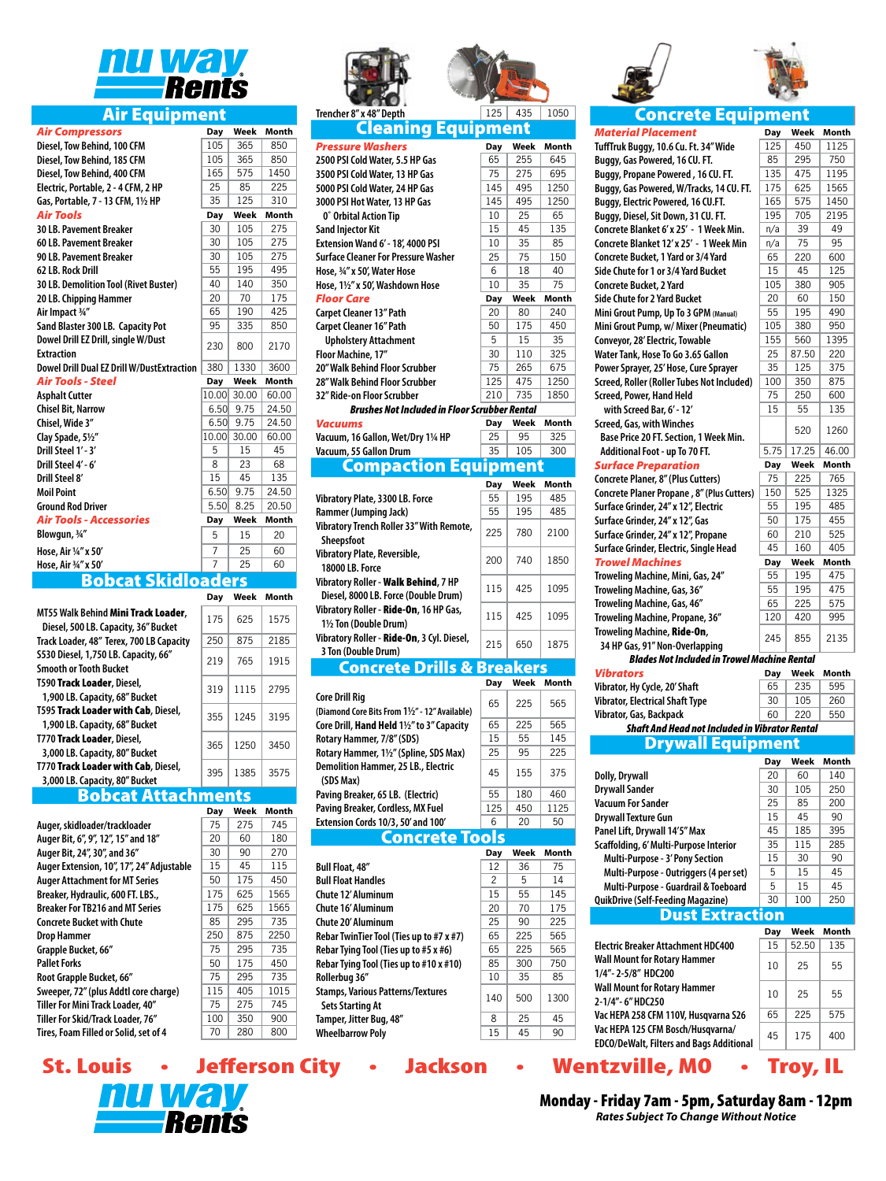# nu way Rents

## Air Equipment

| Air Compressors | Day | Week | Month |
|---|---|---|---|
| Diesel, Tow Behind, 100 CFM | 105 | 365 | 850 |
| Diesel, Tow Behind, 185 CFM | 105 | 365 | 850 |
| Diesel, Tow Behind, 400 CFM | 165 | 575 | 1450 |
| Electric, Portable, 2 - 4 CFM, 2 HP | 25 | 85 | 225 |
| Gas, Portable, 7 - 13 CFM, 1½ HP | 35 | 125 | 310 |
| **Air Tools** | **Day** | **Week** | **Month** |
| 30 LB. Pavement Breaker | 30 | 105 | 275 |
| 60 LB. Pavement Breaker | 30 | 105 | 275 |
| 90 LB. Pavement Breaker | 30 | 105 | 275 |
| 62 LB. Rock Drill | 55 | 195 | 495 |
| 30 LB. Demolition Tool (Rivet Buster) | 40 | 140 | 350 |
| 20 LB. Chipping Hammer | 20 | 70 | 175 |
| Air Impact ¾" | 65 | 190 | 425 |
| Sand Blaster 300 LB. Capacity Pot | 95 | 335 | 850 |
| Dowel Drill EZ Drill, single W/Dust Extraction | 230 | 800 | 2170 |
| Dowel Drill Dual EZ Drill W/DustExtraction | 380 | 1330 | 3600 |
| **Air Tools - Steel** | **Day** | **Week** | **Month** |
| Asphalt Cutter | 10.00 | 30.00 | 60.00 |
| Chisel Bit, Narrow | 6.50 | 9.75 | 24.50 |
| Chisel, Wide 3" | 6.50 | 9.75 | 24.50 |
| Clay Spade, 5½" | 10.00 | 30.00 | 60.00 |
| Drill Steel 1' - 3' | 5 | 15 | 45 |
| Drill Steel 4' - 6' | 8 | 23 | 68 |
| Drill Steel 8' | 15 | 45 | 135 |
| Moil Point | 6.50 | 9.75 | 24.50 |
| Ground Rod Driver | 5.50 | 8.25 | 20.50 |
| **Air Tools - Accessories** | **Day** | **Week** | **Month** |
| Blowgun, ¾" | 5 | 15 | 20 |
| Hose, Air ¼" x 50' | 7 | 25 | 60 |
| Hose, Air ¾" x 50' | 7 | 25 | 60 |

## Bobcat Skidloaders

| | Day | Week | Month |
|---|---|---|---|
| MT55 Walk Behind **Mini Track Loader**, Diesel, 500 LB. Capacity, 36" Bucket | 175 | 625 | 1575 |
| Track Loader, 48" Terex, 700 LB Capacity | 250 | 875 | 2185 |
| S530 Diesel, 1,750 LB. Capacity, 66" Smooth or Tooth Bucket | 219 | 765 | 1915 |
| T590 **Track Loader**, Diesel, 1,900 LB. Capacity, 68" Bucket | 319 | 1115 | 2795 |
| T595 **Track Loader with Cab**, Diesel, 1,900 LB. Capacity, 68" Bucket | 355 | 1245 | 3195 |
| T770 **Track Loader**, Diesel, 3,000 LB. Capacity, 80" Bucket | 365 | 1250 | 3450 |
| T770 **Track Loader with Cab**, Diesel, 3,000 LB. Capacity, 80" Bucket | 395 | 1385 | 3575 |

## Bobcat Attachments

| | Day | Week | Month |
|---|---|---|---|
| Auger, skidloader/trackloader | 75 | 275 | 745 |
| Auger Bit, 6", 9", 12", 15" and 18" | 20 | 60 | 180 |
| Auger Bit, 24", 30", and 36" | 30 | 90 | 270 |
| Auger Extension, 10", 17", 24" Adjustable | 15 | 45 | 115 |
| Auger Attachment for MT Series | 50 | 175 | 450 |
| Breaker, Hydraulic, 600 FT. LBS., | 175 | 625 | 1565 |
| Breaker For TB216 and MT Series | 175 | 625 | 1565 |
| Concrete Bucket with Chute | 85 | 295 | 735 |
| Drop Hammer | 250 | 875 | 2250 |
| Grapple Bucket, 66" | 75 | 295 | 735 |
| Pallet Forks | 50 | 175 | 450 |
| Root Grapple Bucket, 66" | 75 | 295 | 735 |
| Sweeper, 72" (plus Addtl core charge) | 115 | 405 | 1015 |
| Tiller For Mini Track Loader, 40" | 75 | 275 | 745 |
| Tiller For Skid/Track Loader, 76" | 100 | 350 | 900 |
| Tires, Foam Filled or Solid, set of 4 | 70 | 280 | 800 |

| | Day | Week | Month |
|---|---|---|---|
| Trencher 8" x 48" Depth | 125 | 435 | 1050 |

## Cleaning Equipment

| Pressure Washers | Day | Week | Month |
|---|---|---|---|
| 2500 PSI Cold Water, 5.5 HP Gas | 65 | 255 | 645 |
| 3500 PSI Cold Water, 13 HP Gas | 75 | 275 | 695 |
| 5000 PSI Cold Water, 24 HP Gas | 145 | 495 | 1250 |
| 3000 PSI Hot Water, 13 HP Gas | 145 | 495 | 1250 |
| 0˚ Orbital Action Tip | 10 | 25 | 65 |
| Sand Injector Kit | 15 | 45 | 135 |
| Extension Wand 6' - 18', 4000 PSI | 10 | 35 | 85 |
| Surface Cleaner For Pressure Washer | 25 | 75 | 150 |
| Hose, ¾" x 50', Water Hose | 6 | 18 | 40 |
| Hose, 1½" x 50', Washdown Hose | 10 | 35 | 75 |
| **Floor Care** | **Day** | **Week** | **Month** |
| Carpet Cleaner 13" Path | 20 | 80 | 240 |
| Carpet Cleaner 16" Path | 50 | 175 | 450 |
| Upholstery Attachment | 5 | 15 | 35 |
| Floor Machine, 17" | 30 | 110 | 325 |
| 20" Walk Behind Floor Scrubber | 75 | 265 | 675 |
| 28" Walk Behind Floor Scrubber | 125 | 475 | 1250 |
| 32" Ride-on Floor Scrubber | 210 | 735 | 1850 |

***Brushes Not Included in Floor Scrubber Rental***

| Vacuums | Day | Week | Month |
|---|---|---|---|
| Vacuum, 16 Gallon, Wet/Dry 1¼ HP | 25 | 95 | 325 |
| Vacuum, 55 Gallon Drum | 35 | 105 | 300 |

## Compaction Equipment

| | Day | Week | Month |
|---|---|---|---|
| Vibratory Plate, 3300 LB. Force | 55 | 195 | 485 |
| Rammer (Jumping Jack) | 55 | 195 | 485 |
| Vibratory Trench Roller 33" With Remote, Sheepsfoot | 225 | 780 | 2100 |
| Vibratory Plate, Reversible, 18000 LB. Force | 200 | 740 | 1850 |
| Vibratory Roller - **Walk Behind**, 7 HP Diesel, 8000 LB. Force (Double Drum) | 115 | 425 | 1095 |
| Vibratory Roller - **Ride-On**, 16 HP Gas, 1½ Ton (Double Drum) | 115 | 425 | 1095 |
| Vibratory Roller - **Ride-On**, 3 Cyl. Diesel, 3 Ton (Double Drum) | 215 | 650 | 1875 |

## Concrete Drills & Breakers

| | Day | Week | Month |
|---|---|---|---|
| Core Drill Rig (Diamond Core Bits From 1½" - 12" Available) | 65 | 225 | 565 |
| Core Drill, **Hand Held** 1½" to 3" Capacity | 65 | 225 | 565 |
| Rotary Hammer, 7/8" (SDS) | 15 | 55 | 145 |
| Rotary Hammer, 1½" (Spline, SDS Max) | 25 | 95 | 225 |
| Demolition Hammer, 25 LB., Electric (SDS Max) | 45 | 155 | 375 |
| Paving Breaker, 65 LB. (Electric) | 55 | 180 | 460 |
| Paving Breaker, Cordless, MX Fuel | 125 | 450 | 1125 |
| Extension Cords 10/3, 50' and 100' | 6 | 20 | 50 |

## Concrete Tools

| | Day | Week | Month |
|---|---|---|---|
| Bull Float, 48" | 12 | 36 | 75 |
| Bull Float Handles | 2 | 5 | 14 |
| Chute 12' Aluminum | 15 | 55 | 145 |
| Chute 16' Aluminum | 20 | 70 | 175 |
| Chute 20' Aluminum | 25 | 90 | 225 |
| Rebar TwinTier Tool (Ties up to #7 x #7) | 65 | 225 | 565 |
| Rebar Tying Tool (Ties up to #5 x #6) | 65 | 225 | 565 |
| Rebar Tying Tool (Ties up to #10 x #10) | 85 | 300 | 750 |
| Rollerbug 36" | 10 | 35 | 85 |
| Stamps, Various Patterns/Textures Sets Starting At | 140 | 500 | 1300 |
| Tamper, Jitter Bug, 48" | 8 | 25 | 45 |
| Wheelbarrow Poly | 15 | 45 | 90 |

## Concrete Equipment

| Material Placement | Day | Week | Month |
|---|---|---|---|
| TuffTruk Buggy, 10.6 Cu. Ft. 34" Wide | 125 | 450 | 1125 |
| Buggy, Gas Powered, 16 CU. FT. | 85 | 295 | 750 |
| Buggy, Propane Powered , 16 CU. FT. | 135 | 475 | 1195 |
| Buggy, Gas Powered, W/Tracks, 14 CU. FT. | 175 | 625 | 1565 |
| Buggy, Electric Powered, 16 CU.FT. | 165 | 575 | 1450 |
| Buggy, Diesel, Sit Down, 31 CU. FT. | 195 | 705 | 2195 |
| Concrete Blanket 6' x 25' - 1 Week Min. | n/a | 39 | 49 |
| Concrete Blanket 12' x 25' - 1 Week Min | n/a | 75 | 95 |
| Concrete Bucket, 1 Yard or 3/4 Yard | 65 | 220 | 600 |
| Side Chute for 1 or 3/4 Yard Bucket | 15 | 45 | 125 |
| Concrete Bucket, 2 Yard | 105 | 380 | 905 |
| Side Chute for 2 Yard Bucket | 20 | 60 | 150 |
| Mini Grout Pump, Up To 3 GPM (Manual) | 55 | 195 | 490 |
| Mini Grout Pump, w/ Mixer (Pneumatic) | 105 | 380 | 950 |
| Conveyor, 28' Electric, Towable | 155 | 560 | 1395 |
| Water Tank, Hose To Go 3.65 Gallon | 25 | 87.50 | 220 |
| Power Sprayer, 25' Hose, Cure Sprayer | 35 | 125 | 375 |
| Screed, Roller (Roller Tubes Not Included) | 100 | 350 | 875 |
| Screed, Power, Hand Held | 75 | 250 | 600 |
| with Screed Bar, 6' - 12' | 15 | 55 | 135 |
| Screed, Gas, with Winches Base Price 20 FT. Section, 1 Week Min. | | 520 | 1260 |
| Additional Foot - up To 70 FT. | 5.75 | 17.25 | 46.00 |
| **Surface Preparation** | **Day** | **Week** | **Month** |
| Concrete Planer, 8" (Plus Cutters) | 75 | 225 | 765 |
| Concrete Planer Propane , 8" (Plus Cutters) | 150 | 525 | 1325 |
| Surface Grinder, 24" x 12", Electric | 55 | 195 | 485 |
| Surface Grinder, 24" x 12", Gas | 50 | 175 | 455 |
| Surface Grinder, 24" x 12", Propane | 60 | 210 | 525 |
| Surface Grinder, Electric, Single Head | 45 | 160 | 405 |
| **Trowel Machines** | **Day** | **Week** | **Month** |
| Troweling Machine, Mini, Gas, 24" | 55 | 195 | 475 |
| Troweling Machine, Gas, 36" | 55 | 195 | 475 |
| Troweling Machine, Gas, 46" | 65 | 225 | 575 |
| Troweling Machine, Propane, 36" | 120 | 420 | 995 |
| Troweling Machine, **Ride-On**, 34 HP Gas, 91" Non-Overlapping | 245 | 855 | 2135 |

***Blades Not Included in Trowel Machine Rental***

| Vibrators | Day | Week | Month |
|---|---|---|---|
| Vibrator, Hy Cycle, 20' Shaft | 65 | 235 | 595 |
| Vibrator, Electrical Shaft Type | 30 | 105 | 260 |
| Vibrator, Gas, Backpack | 60 | 220 | 550 |

***Shaft And Head not Included in Vibrator Rental***

## Drywall Equipment

| | Day | Week | Month |
|---|---|---|---|
| Dolly, Drywall | 20 | 60 | 140 |
| Drywall Sander | 30 | 105 | 250 |
| Vacuum For Sander | 25 | 85 | 200 |
| Drywall Texture Gun | 15 | 45 | 90 |
| Panel Lift, Drywall 14'5" Max | 45 | 185 | 395 |
| Scaffolding, 6' Multi-Purpose Interior | 35 | 115 | 285 |
| Multi-Purpose - 3' Pony Section | 15 | 30 | 90 |
| Multi-Purpose - Outriggers (4 per set) | 5 | 15 | 45 |
| Multi-Purpose - Guardrail & Toeboard | 5 | 15 | 45 |
| QuikDrive (Self-Feeding Magazine) | 30 | 100 | 250 |

## Dust Extraction

| | Day | Week | Month |
|---|---|---|---|
| Electric Breaker Attachment HDC400 | 15 | 52.50 | 135 |
| Wall Mount for Rotary Hammer 1/4"- 2-5/8" HDC200 | 10 | 25 | 55 |
| Wall Mount for Rotary Hammer 2-1/4"- 6" HDC250 | 10 | 25 | 55 |
| Vac HEPA 258 CFM 110V, Husqvarna S26 | 65 | 225 | 575 |
| Vac HEPA 125 CFM Bosch/Husqvarna/ EDCO/DeWalt, Filters and Bags Additional | 45 | 175 | 400 |

**St. Louis • Jefferson City • Jackson • Wentzville, MO • Troy, IL**

# nu way Rents

**Monday - Friday 7am - 5pm, Saturday 8am - 12pm**

*Rates Subject To Change Without Notice*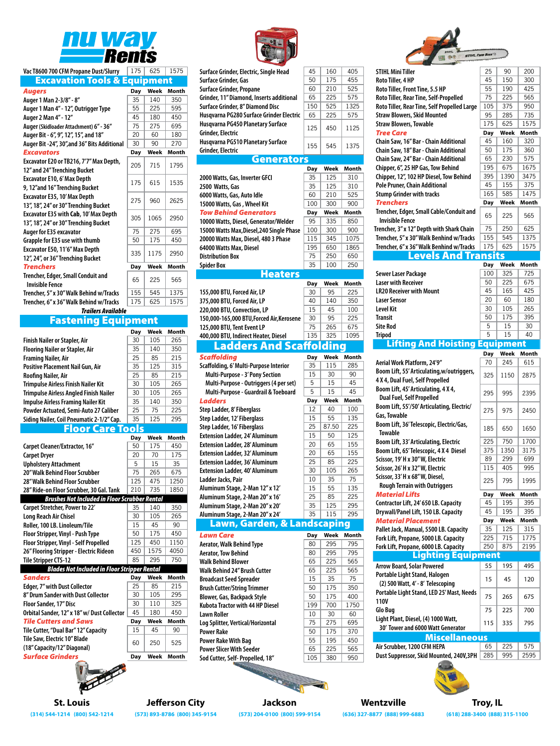# nu way Rents

| Item | Day | Week | Month |
|---|---|---|---|
| Vac T8600 700 CFM Propane Dust/Slurry | 175 | 625 | 1575 |

## Excavation Tools & Equipment

| *Augers* | Day | Week | Month |
|---|---|---|---|
| Auger 1 Man 2-3/8" - 8" | 35 | 140 | 350 |
| Auger 1 Man 4" - 12", Outrigger Type | 55 | 225 | 595 |
| Auger 2 Man 4" - 12" | 45 | 180 | 450 |
| Auger (Skidloader Attachment) 6" - 36" | 75 | 275 | 695 |
| Auger Bit - 6", 9", 12", 15", and 18" | 20 | 60 | 180 |
| Auger Bit -24", 30",and 36" Bits Additional | 30 | 90 | 270 |

| *Excavators* | Day | Week | Month |
|---|---|---|---|
| Excavator E20 or TB216, 7'7" Max Depth, 12" and 24" Trenching Bucket | 205 | 715 | 1795 |
| Excavator E10, 6' Max Depth 9, 12"and 16" Trenching Bucket | 175 | 615 | 1535 |
| Excavator E35, 10' Max Depth 13", 18", 24" or 30" Trenching Bucket | 275 | 960 | 2625 |
| Excavator E35 with Cab, 10' Max Depth 13", 18", 24" or 30" Trenching Bucket | 305 | 1065 | 2950 |
| Auger for E35 excavator | 75 | 275 | 695 |
| Grapple for E35 use with thumb | 50 | 175 | 450 |
| Excavator E50, 11'6" Max Depth 12", 24", or 36" Trenching Bucket | 335 | 1175 | 2950 |

| *Trenchers* | Day | Week | Month |
|---|---|---|---|
| Trencher, Edger, Small Conduit and Invisible Fence | 65 | 225 | 565 |
| Trencher, 5" x 30" Walk Behind w/Tracks | 155 | 545 | 1375 |
| Trencher, 6" x 36" Walk Behind w/Tracks | 175 | 625 | 1575 |

***Trailers Available***

## Fastening Equipment

| Item | Day | Week | Month |
|---|---|---|---|
| Finish Nailer or Stapler, Air | 30 | 105 | 265 |
| Flooring Nailer or Stapler, Air | 35 | 140 | 350 |
| Framing Nailer, Air | 25 | 85 | 215 |
| Positive Placement Nail Gun, Air | 35 | 125 | 315 |
| Roofing Nailer, Air | 25 | 85 | 215 |
| Trimpulse Airless Finish Nailer Kit | 30 | 105 | 265 |
| Trimpulse Airless Angled Finish Nailer | 30 | 105 | 265 |
| Impulse Airless Framing Nailer Kit | 35 | 140 | 350 |
| Powder Actuated, Semi-Auto 27 Caliber | 25 | 75 | 225 |
| Siding Nailer, Coil Pneumatic 2-1/2" Cap. | 35 | 125 | 295 |

## Floor Care Tools

| Item | Day | Week | Month |
|---|---|---|---|
| Carpet Cleaner/Extractor, 16" | 50 | 175 | 450 |
| Carpet Dryer | 20 | 70 | 175 |
| Upholstery Attachment | 5 | 15 | 35 |
| 20" Walk Behind Floor Scrubber | 75 | 265 | 675 |
| 28" Walk Behind Floor Scrubber | 125 | 475 | 1250 |
| 28" Ride-on Floor Scrubber, 30 Gal. Tank | 210 | 735 | 1850 |

***Brushes Not Included in Floor Scrubber Rental***

| Item | Day | Week | Month |
|---|---|---|---|
| Carpet Stretcher, Power to 22' | 35 | 140 | 350 |
| Long Reach Air Chisel | 30 | 105 | 265 |
| Roller, 100 LB. Linoleum/Tile | 15 | 45 | 90 |
| Floor Stripper, Vinyl - Push Type | 50 | 175 | 450 |
| Floor Stripper, Vinyl - Self Propelled | 125 | 450 | 1150 |
| 26" Flooring Stripper - Electric Rideon | 450 | 1575 | 4050 |
| Tile Stripper CTS-12 | 85 | 295 | 750 |

***Blades Not Included in Floor Stripper Rental***

| *Sanders* | Day | Week | Month |
|---|---|---|---|
| Edger, 7" with Dust Collector | 25 | 85 | 215 |
| 8" Drum Sander with Dust Collector | 30 | 105 | 295 |
| Floor Sander, 17" Disc | 30 | 110 | 325 |
| Orbital Sander, 12" x 18" w/ Dust Collector | 45 | 180 | 465 |

| *Tile Cutters and Saws* | Day | Week | Month |
|---|---|---|---|
| Tile Cutter, "Dual Bar" 12" Capacity | 15 | 45 | 90 |
| Tile Saw, Electric 10" Blade (18" Capacity/12" Diagonal) | 60 | 250 | 525 |

| *Surface Grinders* | Day | Week | Month |
|---|---|---|---|
| Surface Grinder, Electric, Single Head | 45 | 160 | 405 |
| Surface Grinder, Gas | 50 | 175 | 455 |
| Surface Grinder, Propane | 60 | 210 | 525 |
| Grinder, 11" Diamond, Inserts additional | 65 | 225 | 575 |
| Surface Grinder, 8" Diamond Disc | 150 | 525 | 1325 |
| Husqvarna PG280 Surface Grinder Electric | 65 | 225 | 575 |
| Husqvarna PG450 Planetary Surface Grinder, Electric | 125 | 450 | 1125 |
| Husqvarna PG510 Planetary Surface Grinder, Electric | 155 | 545 | 1375 |

## Generators

| Item | Day | Week | Month |
|---|---|---|---|
| 2000 Watts, Gas, Inverter GFCI | 35 | 125 | 310 |
| 2500 Watts, Gas | 35 | 125 | 310 |
| 6000 Watts, Gas, Auto Idle | 60 | 210 | 525 |
| 15000 Watts, Gas , Wheel Kit | 100 | 300 | 900 |

| *Tow Behind Generators* | Day | Week | Month |
|---|---|---|---|
| 10000 Watts, Diesel, Generator/Welder | 95 | 335 | 850 |
| 15000 Watts Max,Diesel,240 Single Phase | 100 | 300 | 900 |
| 20000 Watts Max, Diesel, 480 3 Phase | 115 | 345 | 1075 |
| 64000 Watts Max, Diesel | 195 | 650 | 1865 |
| Distribution Box | 75 | 250 | 650 |
| Spider Box | 35 | 100 | 250 |

## Heaters

| Item | Day | Week | Month |
|---|---|---|---|
| 155,000 BTU, Forced Air, LP | 30 | 95 | 225 |
| 375,000 BTU, Forced Air, LP | 40 | 140 | 350 |
| 220,000 BTU, Convection, LP | 15 | 45 | 100 |
| 150,000-165,000 BTU,Forced Air,Kerosene | 30 | 95 | 225 |
| 125,000 BTU, Tent Event LP | 75 | 265 | 675 |
| 400,000 BTU, Indirect Heater, Diesel | 135 | 325 | 1095 |

## Ladders And Scaffolding

| *Scaffolding* | Day | Week | Month |
|---|---|---|---|
| Scaffolding, 6' Multi-Purpose Interior | 35 | 115 | 285 |
| Multi-Purpose - 3' Pony Section | 15 | 30 | 90 |
| Multi-Purpose - Outriggers (4 per set) | 5 | 15 | 45 |
| Multi-Purpose - Guardrail & Toeboard | 5 | 15 | 45 |

| *Ladders* | Day | Week | Month |
|---|---|---|---|
| Step Ladder, 8' Fiberglass | 12 | 40 | 100 |
| Step Ladder, 12' Fiberglass | 15 | 55 | 135 |
| Step Ladder, 16' Fiberglass | 25 | 87.50 | 225 |
| Extension Ladder, 24' Aluminum | 15 | 50 | 125 |
| Extension Ladder, 28' Aluminum | 20 | 65 | 155 |
| Extension Ladder, 32' Aluminum | 20 | 65 | 155 |
| Extension Ladder, 36' Aluminum | 25 | 85 | 225 |
| Extension Ladder, 40' Aluminum | 30 | 105 | 265 |
| Ladder Jacks, Pair | 10 | 35 | 75 |
| Aluminum Stage, 2-Man 12" x 12' | 15 | 55 | 135 |
| Aluminum Stage, 2-Man 20" x 16' | 25 | 85 | 225 |
| Aluminum Stage, 2-Man 20" x 20' | 35 | 125 | 295 |
| Aluminum Stage, 2-Man 20" x 24' | 35 | 115 | 295 |

## Lawn, Garden, & Landscaping

| *Lawn Care* | Day | Week | Month |
|---|---|---|---|
| Aerator, Walk Behind Type | 80 | 295 | 795 |
| Aerator, Tow Behind | 80 | 295 | 795 |
| Walk Behind Blower | 65 | 225 | 565 |
| Walk Behind 24" Brush Cutter | 65 | 225 | 565 |
| Broadcast Seed Spreader | 15 | 35 | 75 |
| Brush Cutter/String Trimmer | 50 | 175 | 350 |
| Blower, Gas, Backpack Style | 50 | 175 | 400 |
| Kubota Tractor with 44 HP Diesel | 199 | 700 | 1750 |
| Lawn Roller | 10 | 30 | 60 |
| Log Splitter, Vertical/Horizontal | 75 | 275 | 695 |
| Power Rake | 50 | 175 | 370 |
| Power Rake With Bag | 55 | 195 | 450 |
| Power Slicer With Seeder | 65 | 225 | 565 |
| Sod Cutter, Self- Propelled, 18" | 105 | 380 | 950 |
| STIHL Mini Tiller | 25 | 90 | 200 |
| Roto Tiller, 4 HP | 45 | 150 | 300 |
| Roto Tiller, Front Tine, 5.5 HP | 55 | 190 | 425 |
| Roto Tiller, Rear Tine, Self-Propelled | 75 | 225 | 565 |
| Roto Tiller, Rear Tine, Self Propelled Large | 105 | 375 | 950 |
| Straw Blowers, Skid Mounted | 95 | 285 | 735 |
| Straw Blowers, Towable | 175 | 625 | 1575 |

| *Tree Care* | Day | Week | Month |
|---|---|---|---|
| Chain Saw, 16" Bar - Chain Additional | 45 | 160 | 320 |
| Chain Saw, 18" Bar - Chain Additional | 50 | 175 | 360 |
| Chain Saw, 24" Bar - Chain Additional | 65 | 230 | 575 |
| Chipper, 6", 25 HP Gas, Tow Behind | 195 | 675 | 1675 |
| Chipper, 12", 102 HP Diesel, Tow Behind | 395 | 1390 | 3475 |
| Pole Pruner, Chain Additional | 45 | 155 | 375 |
| Stump Grinder with tracks | 165 | 585 | 1475 |

| *Trenchers* | Day | Week | Month |
|---|---|---|---|
| Trencher, Edger, Small Cable/Conduit and Invisible Fence | 65 | 225 | 565 |
| Trencher, 3" x 12" Depth with Shark Chain | 75 | 250 | 625 |
| Trencher, 5" x 30" Walk Benhind w/Tracks | 155 | 545 | 1375 |
| Trencher, 6" x 36" Walk Benhind w/Tracks | 175 | 625 | 1575 |

## Levels And Transits

| Item | Day | Week | Month |
|---|---|---|---|
| Sewer Laser Package | 100 | 325 | 725 |
| Laser with Receiver | 50 | 225 | 675 |
| LR20 Receiver with Mount | 45 | 165 | 425 |
| Laser Sensor | 20 | 60 | 180 |
| Level Kit | 30 | 105 | 265 |
| Transit | 50 | 175 | 395 |
| Site Rod | 5 | 15 | 30 |
| Tripod | 5 | 15 | 40 |

## Lifting And Hoisting Equipment

| Item | Day | Week | Month |
|---|---|---|---|
| Aerial Work Platform, 24'9" | 70 | 245 | 615 |
| Boom Lift, 55' Articulating,w/outriggers, 4 X 4, Dual Fuel, Self Propelled | 325 | 1150 | 2875 |
| Boom Lift, 45' Articulating, 4 X 4, Dual Fuel, Self Propelled | 295 | 995 | 2395 |
| Boom Lift, 55'/50' Articulating, Electric/ Gas, Towable | 275 | 975 | 2450 |
| Boom Lift, 36' Telescopic, Electric/Gas, Towable | 185 | 650 | 1650 |
| Boom Lift, 33' Articulating, Electric | 225 | 750 | 1700 |
| Boom Lift, 65' Telescopic, 4 X 4 Diesel | 375 | 1350 | 3175 |
| Scissor, 19' H x 30" W, Electric | 89 | 299 | 699 |
| Scissor, 26' H x 32" W, Electric | 115 | 405 | 995 |
| Scissor, 33' H x 68" W, Diesel, Rough Terrain with Outriggers | 225 | 795 | 1995 |

| *Material Lifts* | Day | Week | Month |
|---|---|---|---|
| Contractor Lift, 24' 650 LB. Capacity | 45 | 195 | 395 |
| Drywall/Panel Lift, 150 LB. Capacity | 45 | 195 | 395 |

| *Material Placement* | Day | Week | Month |
|---|---|---|---|
| Pallet Jack, Manual, 5500 LB. Capacity | 35 | 125 | 315 |
| Fork Lift, Propane, 5000 LB. Capacity | 225 | 715 | 1775 |
| Fork Lift, Propane, 6000 LB. Capacity | 250 | 875 | 2195 |

## Lighting Equipment

| Item | Day | Week | Month |
|---|---|---|---|
| Arrow Board, Solar Powered | 55 | 195 | 495 |
| Portable Light Stand, Halogen (2) 500 Watt, 4' - 8' Telescoping | 15 | 45 | 120 |
| Portable Light Stand, LED 25' Mast, Needs 110V | 75 | 265 | 675 |
| Glo Bug | 75 | 225 | 700 |
| Light Plant, Diesel, (4) 1000 Watt, 30' Tower and 6000 Watt Generator | 115 | 335 | 795 |

## Miscellaneous

| Item | Day | Week | Month |
|---|---|---|---|
| Air Scrubber, 1200 CFM HEPA | 65 | 225 | 575 |
| Dust Suppressor, Skid Mounted, 240V,3PH | 285 | 995 | 2595 |

**St. Louis** (314) 544-1214 (800) 542-1214

**Jefferson City** (573) 893-8786 (800) 345-9154

**Jackson** (573) 204-0100 (800) 599-9154

**Wentzville** (636) 327-8877 (888) 999-6883

**Troy, IL** (618) 288-3400 (888) 315-1100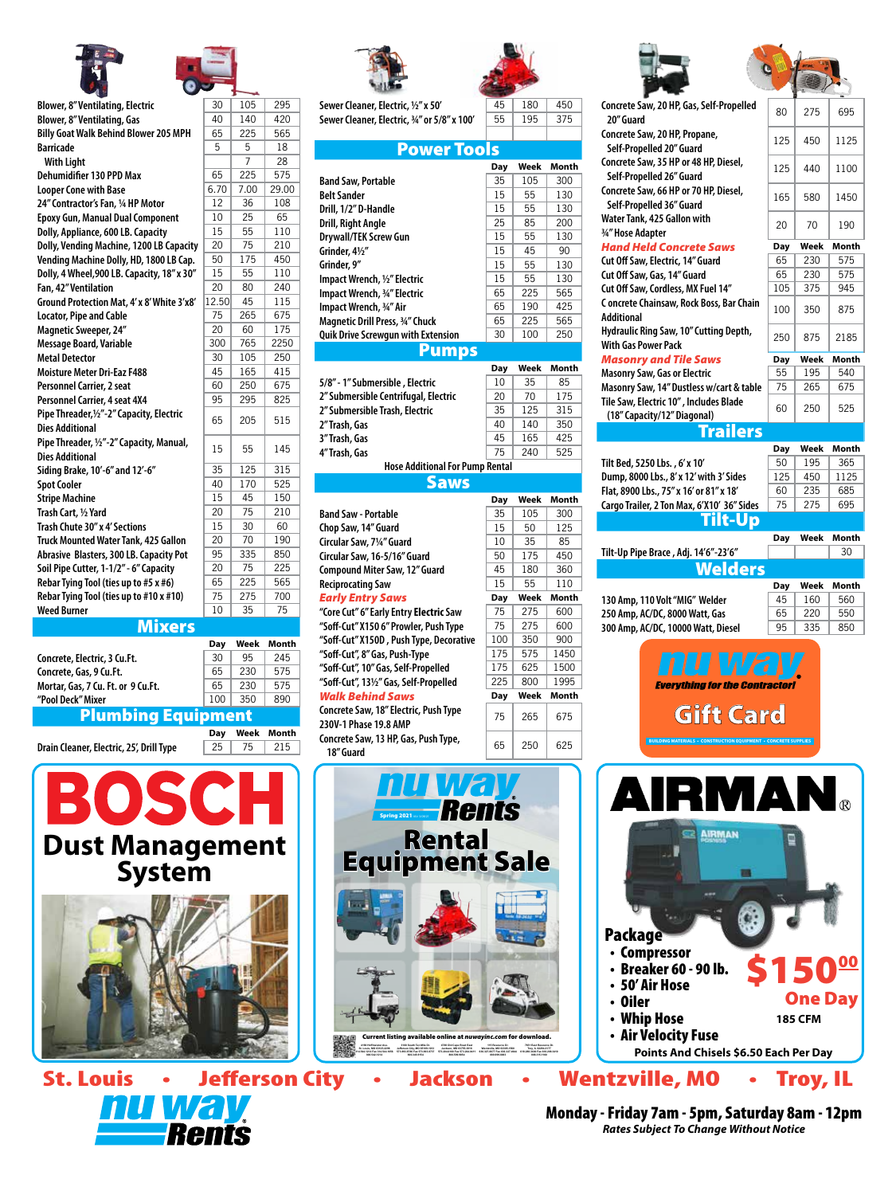| | Day | Week | Month |
|---|---|---|---|
| Blower, 8" Ventilating, Electric | 30 | 105 | 295 |
| Blower, 8" Ventilating, Gas | 40 | 140 | 420 |
| Billy Goat Walk Behind Blower 205 MPH | 65 | 225 | 565 |
| Barricade | 5 | 5 | 18 |
| With Light | | 7 | 28 |
| Dehumidifier 130 PPD Max | 65 | 225 | 575 |
| Looper Cone with Base | 6.70 | 7.00 | 29.00 |
| 24" Contractor's Fan, ¼ HP Motor | 12 | 36 | 108 |
| Epoxy Gun, Manual Dual Component | 10 | 25 | 65 |
| Dolly, Appliance, 600 LB. Capacity | 15 | 55 | 110 |
| Dolly, Vending Machine, 1200 LB Capacity | 20 | 75 | 210 |
| Vending Machine Dolly, HD, 1800 LB Cap. | 50 | 175 | 450 |
| Dolly, 4 Wheel, 900 LB. Capacity, 18" x 30" | 15 | 55 | 110 |
| Fan, 42" Ventilation | 20 | 80 | 240 |
| Ground Protection Mat, 4' x 8' White 3'x8' | 12.50 | 45 | 115 |
| Locator, Pipe and Cable | 75 | 265 | 675 |
| Magnetic Sweeper, 24" | 20 | 60 | 175 |
| Message Board, Variable | 300 | 765 | 2250 |
| Metal Detector | 30 | 105 | 250 |
| Moisture Meter Dri-Eaz F488 | 45 | 165 | 415 |
| Personnel Carrier, 2 seat | 60 | 250 | 675 |
| Personnel Carrier, 4 seat 4X4 | 95 | 295 | 825 |
| Pipe Threader, ½"-2" Capacity, Electric Dies Additional | 65 | 205 | 515 |
| Pipe Threader, ½"-2" Capacity, Manual, Dies Additional | 15 | 55 | 145 |
| Siding Brake, 10'-6" and 12'-6" | 35 | 125 | 315 |
| Spot Cooler | 40 | 170 | 525 |
| Stripe Machine | 15 | 45 | 150 |
| Trash Cart, ½ Yard | 20 | 75 | 210 |
| Trash Chute 30" x 4' Sections | 15 | 30 | 60 |
| Truck Mounted Water Tank, 425 Gallon | 20 | 70 | 190 |
| Abrasive Blasters, 300 LB. Capacity Pot | 95 | 335 | 850 |
| Soil Pipe Cutter, 1-1/2" - 6" Capacity | 20 | 75 | 225 |
| Rebar Tying Tool (ties up to #5 x #6) | 65 | 225 | 565 |
| Rebar Tying Tool (ties up to #10 x #10) | 75 | 275 | 700 |
| Weed Burner | 10 | 35 | 75 |

## Mixers

| | Day | Week | Month |
|---|---|---|---|
| Concrete, Electric, 3 Cu.Ft. | 30 | 95 | 245 |
| Concrete, Gas, 9 Cu.Ft. | 65 | 230 | 575 |
| Mortar, Gas, 7 Cu. Ft. or 9 Cu.Ft. | 65 | 230 | 575 |
| "Pool Deck" Mixer | 100 | 350 | 890 |

## Plumbing Equipment

| | Day | Week | Month |
|---|---|---|---|
| Drain Cleaner, Electric, 25', Drill Type | 25 | 75 | 215 |

| | Day | Week | Month |
|---|---|---|---|
| Sewer Cleaner, Electric, ½" x 50' | 45 | 180 | 450 |
| Sewer Cleaner, Electric, ¾" or 5/8" x 100' | 55 | 195 | 375 |

## Power Tools

| | Day | Week | Month |
|---|---|---|---|
| Band Saw, Portable | 35 | 105 | 300 |
| Belt Sander | 15 | 55 | 130 |
| Drill, 1/2" D-Handle | 15 | 55 | 130 |
| Drill, Right Angle | 25 | 85 | 200 |
| Drywall/TEK Screw Gun | 15 | 55 | 130 |
| Grinder, 4½" | 15 | 45 | 90 |
| Grinder, 9" | 15 | 55 | 130 |
| Impact Wrench, ½" Electric | 15 | 55 | 130 |
| Impact Wrench, ¾" Electric | 65 | 225 | 565 |
| Impact Wrench, ¾" Air | 65 | 190 | 425 |
| Magnetic Drill Press, ¾" Chuck | 65 | 225 | 565 |
| Quik Drive Screwgun with Extension | 30 | 100 | 250 |

## Pumps

| | Day | Week | Month |
|---|---|---|---|
| 5/8" - 1" Submersible, Electric | 10 | 35 | 85 |
| 2" Submersible Centrifugal, Electric | 20 | 70 | 175 |
| 2" Submersible Trash, Electric | 35 | 125 | 315 |
| 2" Trash, Gas | 40 | 140 | 350 |
| 3" Trash, Gas | 45 | 165 | 425 |
| 4" Trash, Gas | 75 | 240 | 525 |

Hose Additional For Pump Rental

## Saws

| | Day | Week | Month |
|---|---|---|---|
| Band Saw - Portable | 35 | 105 | 300 |
| Chop Saw, 14" Guard | 15 | 50 | 125 |
| Circular Saw, 7¼" Guard | 10 | 35 | 85 |
| Circular Saw, 16-5/16" Guard | 50 | 175 | 450 |
| Compound Miter Saw, 12" Guard | 45 | 180 | 360 |
| Reciprocating Saw | 15 | 55 | 110 |
| ***Early Entry Saws*** | **Day** | **Week** | **Month** |
| "Core Cut" 6" Early Entry **Electric** Saw | 75 | 275 | 600 |
| "Soff-Cut" X150 6" Prowler, Push Type | 75 | 275 | 600 |
| "Soff-Cut" X150, Push Type, Decorative | 100 | 350 | 900 |
| "Soff-Cut", 8" Gas, Push-Type | 175 | 575 | 1450 |
| "Soff-Cut", 10" Gas, Self-Propelled | 175 | 625 | 1500 |
| "Soff-Cut", 13½" Gas, Self-Propelled | 225 | 800 | 1995 |
| ***Walk Behind Saws*** | **Day** | **Week** | **Month** |
| Concrete Saw, 18" Electric, Push Type 230V-1 Phase 19.8 AMP | 75 | 265 | 675 |
| Concrete Saw, 13 HP, Gas, Push Type, 18" Guard | 65 | 250 | 625 |
| Concrete Saw, 20 HP, Gas, Self-Propelled 20" Guard | 80 | 275 | 695 |
| Concrete Saw, 20 HP, Propane, Self-Propelled 20" Guard | 125 | 450 | 1125 |
| Concrete Saw, 35 HP or 48 HP, Diesel, Self-Propelled 26" Guard | 125 | 440 | 1100 |
| Concrete Saw, 66 HP or 70 HP, Diesel, Self-Propelled 36" Guard | 165 | 580 | 1450 |
| Water Tank, 425 Gallon with ¾" Hose Adapter | 20 | 70 | 190 |
| ***Hand Held Concrete Saws*** | **Day** | **Week** | **Month** |
| Cut Off Saw, Electric, 14" Guard | 65 | 230 | 575 |
| Cut Off Saw, Gas, 14" Guard | 65 | 230 | 575 |
| Cut Off Saw, Cordless, MX Fuel 14" | 105 | 375 | 945 |
| Concrete Chainsaw, Rock Boss, Bar Chain Additional | 100 | 350 | 875 |
| Hydraulic Ring Saw, 10" Cutting Depth, With Gas Power Pack | 250 | 875 | 2185 |
| ***Masonry and Tile Saws*** | **Day** | **Week** | **Month** |
| Masonry Saw, Gas or Electric | 55 | 195 | 540 |
| Masonry Saw, 14" Dustless w/cart & table | 75 | 265 | 675 |
| Tile Saw, Electric 10", Includes Blade (18" Capacity/12" Diagonal) | 60 | 250 | 525 |

## Trailers

| | Day | Week | Month |
|---|---|---|---|
| Tilt Bed, 5250 Lbs., 6' x 10' | 50 | 195 | 365 |
| Dump, 8000 Lbs., 8' x 12' with 3' Sides | 125 | 450 | 1125 |
| Flat, 8900 Lbs., 75" x 16' or 81" x 18' | 60 | 235 | 685 |
| Cargo Trailer, 2 Ton Max, 6'X10' 36" Sides | 75 | 275 | 695 |

## Tilt-Up

| | Day | Week | Month |
|---|---|---|---|
| Tilt-Up Pipe Brace, Adj. 14'6"-23'6" | | | 30 |

## Welders

| | Day | Week | Month |
|---|---|---|---|
| 130 Amp, 110 Volt "MIG" Welder | 45 | 160 | 560 |
| 250 Amp, AC/DC, 8000 Watt, Gas | 65 | 220 | 550 |
| 300 Amp, AC/DC, 10000 Watt, Diesel | 95 | 335 | 850 |

**nu way** *Everything for the Contractor!* **Gift Card**

BUILDING MATERIALS • CONSTRUCTION EQUIPMENT • CONCRETE SUPPLIES

**BOSCH** Dust Management System

**nu way Rents** Spring 2021 **Rental Equipment Sale**

Current listing available online at nuwayinc.com for download.

**AIRMAN®**

**Package**
- Compressor
- Breaker 60 - 90 lb.
- 50' Air Hose
- Oiler
- Whip Hose
- Air Velocity Fuse

**$150.00 One Day**

185 CFM

Points And Chisels $6.50 Each Per Day

**St. Louis • Jefferson City • Jackson • Wentzville, MO • Troy, IL**

**nu way Rents**

**Monday - Friday 7am - 5pm, Saturday 8am - 12pm**

*Rates Subject To Change Without Notice*